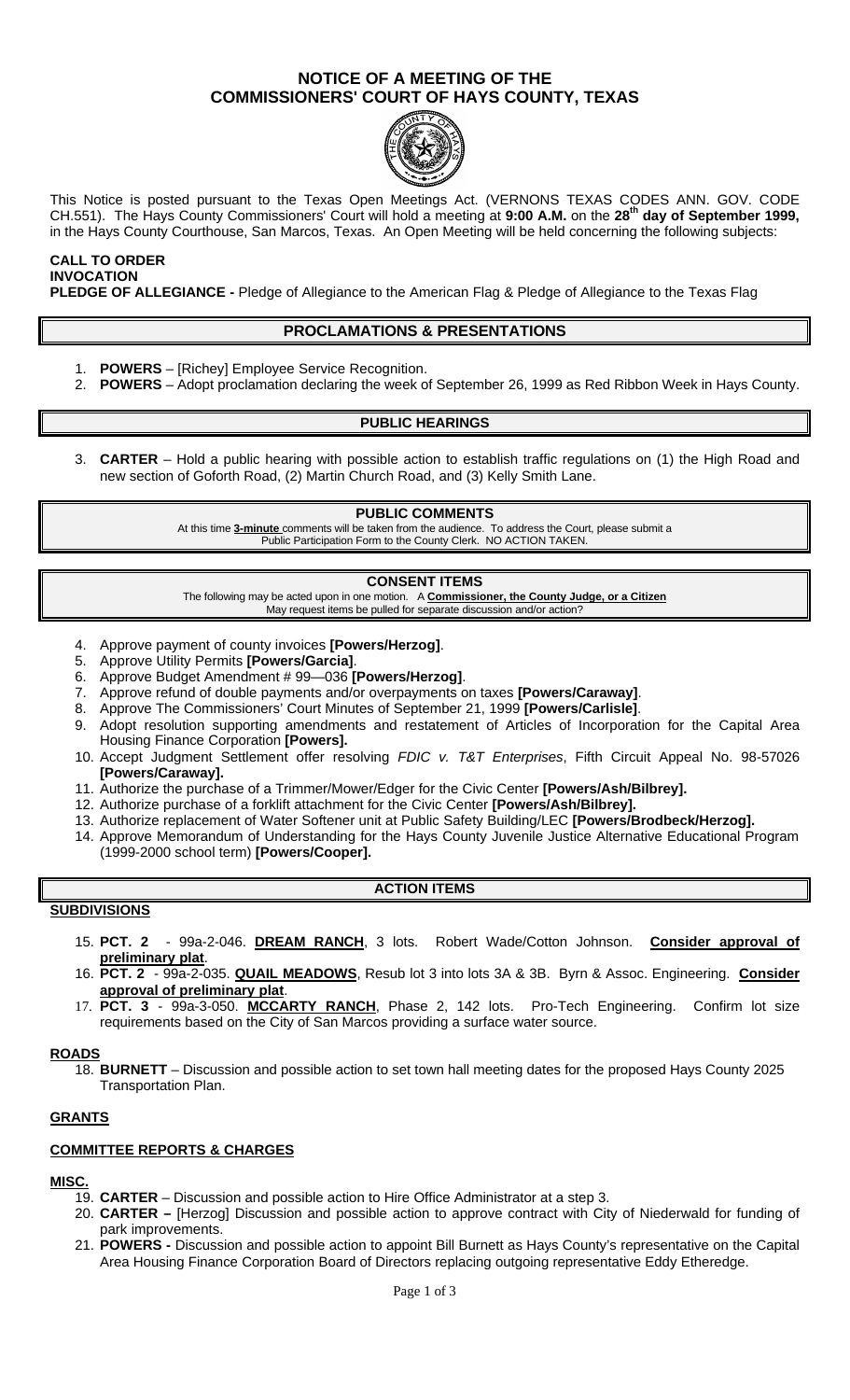# NOTICE OF A MEETING OF THE COMMISSIONERS' COURT OF HAYS COUNTY, TEXAS

This Notice is posted pursuant to the Texas Open Meetings Act. (VERNONS TEXAS CODES ANN. GOV. CODE CH.551). The Hays County Commissioners' Court will hold a meeting at **9:00 A.M.** on the **28th day of September 1999,** in the Hays County Courthouse, San Marcos, Texas. An Open Meeting will be held concerning the following subjects:

**CALL TO ORDER**
**INVOCATION**
**PLEDGE OF ALLEGIANCE -** Pledge of Allegiance to the American Flag & Pledge of Allegiance to the Texas Flag

## PROCLAMATIONS & PRESENTATIONS

1. **POWERS** – [Richey] Employee Service Recognition.
2. **POWERS** – Adopt proclamation declaring the week of September 26, 1999 as Red Ribbon Week in Hays County.

## PUBLIC HEARINGS

3. **CARTER** – Hold a public hearing with possible action to establish traffic regulations on (1) the High Road and new section of Goforth Road, (2) Martin Church Road, and (3) Kelly Smith Lane.

## PUBLIC COMMENTS

At this time **3-minute** comments will be taken from the audience. To address the Court, please submit a Public Participation Form to the County Clerk. NO ACTION TAKEN.

## CONSENT ITEMS

The following may be acted upon in one motion. A **Commissioner, the County Judge, or a Citizen** May request items be pulled for separate discussion and/or action?

4. Approve payment of county invoices **[Powers/Herzog]**.
5. Approve Utility Permits **[Powers/Garcia]**.
6. Approve Budget Amendment # 99—036 **[Powers/Herzog]**.
7. Approve refund of double payments and/or overpayments on taxes **[Powers/Caraway]**.
8. Approve The Commissioners' Court Minutes of September 21, 1999 **[Powers/Carlisle]**.
9. Adopt resolution supporting amendments and restatement of Articles of Incorporation for the Capital Area Housing Finance Corporation **[Powers].**
10. Accept Judgment Settlement offer resolving *FDIC v. T&T Enterprises*, Fifth Circuit Appeal No. 98-57026 **[Powers/Caraway].**
11. Authorize the purchase of a Trimmer/Mower/Edger for the Civic Center **[Powers/Ash/Bilbrey].**
12. Authorize purchase of a forklift attachment for the Civic Center **[Powers/Ash/Bilbrey].**
13. Authorize replacement of Water Softener unit at Public Safety Building/LEC **[Powers/Brodbeck/Herzog].**
14. Approve Memorandum of Understanding for the Hays County Juvenile Justice Alternative Educational Program (1999-2000 school term) **[Powers/Cooper].**

## ACTION ITEMS

### SUBDIVISIONS

15. **PCT. 2** - 99a-2-046. **DREAM RANCH**, 3 lots. Robert Wade/Cotton Johnson. **Consider approval of preliminary plat**.
16. **PCT. 2** - 99a-2-035. **QUAIL MEADOWS**, Resub lot 3 into lots 3A & 3B. Byrn & Assoc. Engineering. **Consider approval of preliminary plat**.
17. **PCT. 3** - 99a-3-050. **MCCARTY RANCH**, Phase 2, 142 lots. Pro-Tech Engineering. Confirm lot size requirements based on the City of San Marcos providing a surface water source.

### ROADS

18. **BURNETT** – Discussion and possible action to set town hall meeting dates for the proposed Hays County 2025 Transportation Plan.

### GRANTS

### COMMITTEE REPORTS & CHARGES

### MISC.

19. **CARTER** – Discussion and possible action to Hire Office Administrator at a step 3.
20. **CARTER –** [Herzog] Discussion and possible action to approve contract with City of Niederwald for funding of park improvements.
21. **POWERS -** Discussion and possible action to appoint Bill Burnett as Hays County's representative on the Capital Area Housing Finance Corporation Board of Directors replacing outgoing representative Eddy Etheredge.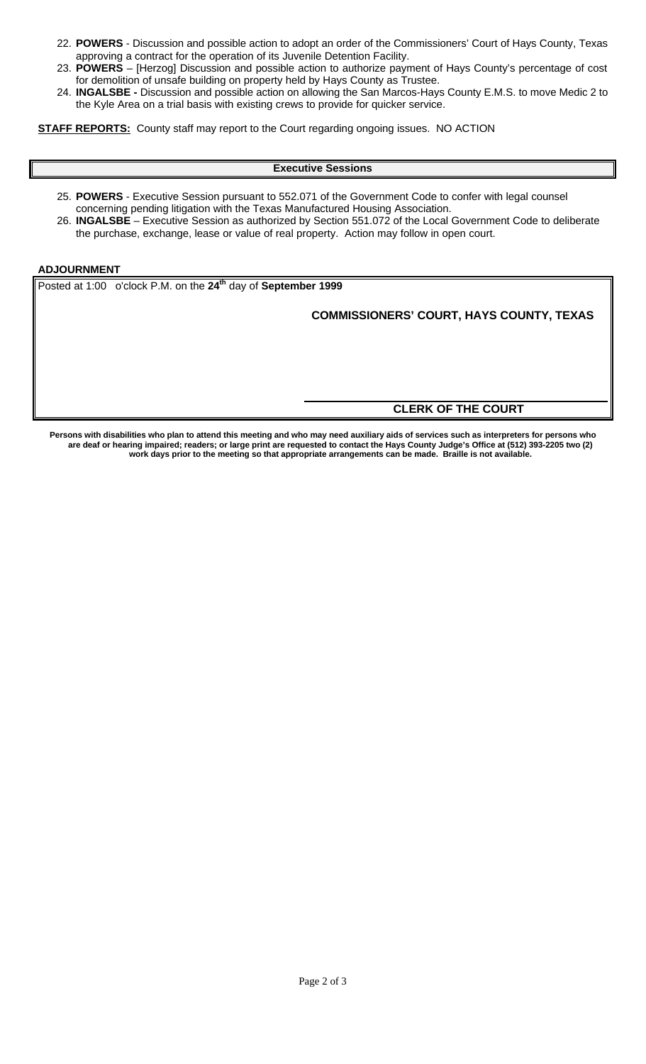22. **POWERS** - Discussion and possible action to adopt an order of the Commissioners' Court of Hays County, Texas approving a contract for the operation of its Juvenile Detention Facility.
23. **POWERS** – [Herzog] Discussion and possible action to authorize payment of Hays County's percentage of cost for demolition of unsafe building on property held by Hays County as Trustee.
24. **INGALSBE -** Discussion and possible action on allowing the San Marcos-Hays County E.M.S. to move Medic 2 to the Kyle Area on a trial basis with existing crews to provide for quicker service.

**STAFF REPORTS:** County staff may report to the Court regarding ongoing issues. NO ACTION

## Executive Sessions

25. **POWERS** - Executive Session pursuant to 552.071 of the Government Code to confer with legal counsel concerning pending litigation with the Texas Manufactured Housing Association.
26. **INGALSBE** – Executive Session as authorized by Section 551.072 of the Local Government Code to deliberate the purchase, exchange, lease or value of real property. Action may follow in open court.

**ADJOURNMENT**

Posted at 1:00 o'clock P.M. on the **24th** day of **September 1999**

**COMMISSIONERS' COURT, HAYS COUNTY, TEXAS**

**CLERK OF THE COURT**

**Persons with disabilities who plan to attend this meeting and who may need auxiliary aids of services such as interpreters for persons who are deaf or hearing impaired; readers; or large print are requested to contact the Hays County Judge's Office at (512) 393-2205 two (2) work days prior to the meeting so that appropriate arrangements can be made. Braille is not available.**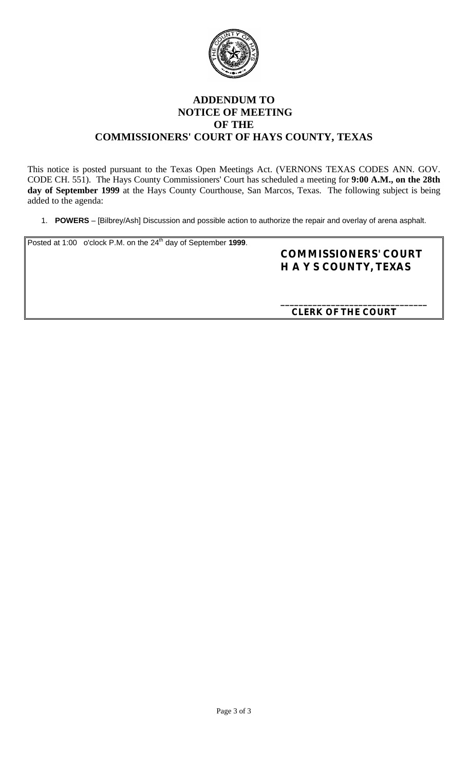# ADDENDUM TO NOTICE OF MEETING OF THE COMMISSIONERS' COURT OF HAYS COUNTY, TEXAS

This notice is posted pursuant to the Texas Open Meetings Act. (VERNONS TEXAS CODES ANN. GOV. CODE CH. 551). The Hays County Commissioners' Court has scheduled a meeting for **9:00 A.M., on the 28th day of September 1999** at the Hays County Courthouse, San Marcos, Texas. The following subject is being added to the agenda:

1. **POWERS** – [Bilbrey/Ash] Discussion and possible action to authorize the repair and overlay of arena asphalt.

Posted at 1:00 o'clock P.M. on the 24th day of September **1999**.

**COMMISSIONERS' COURT**
**H A Y S COUNTY, TEXAS**

_______________________________
**CLERK OF THE COURT**